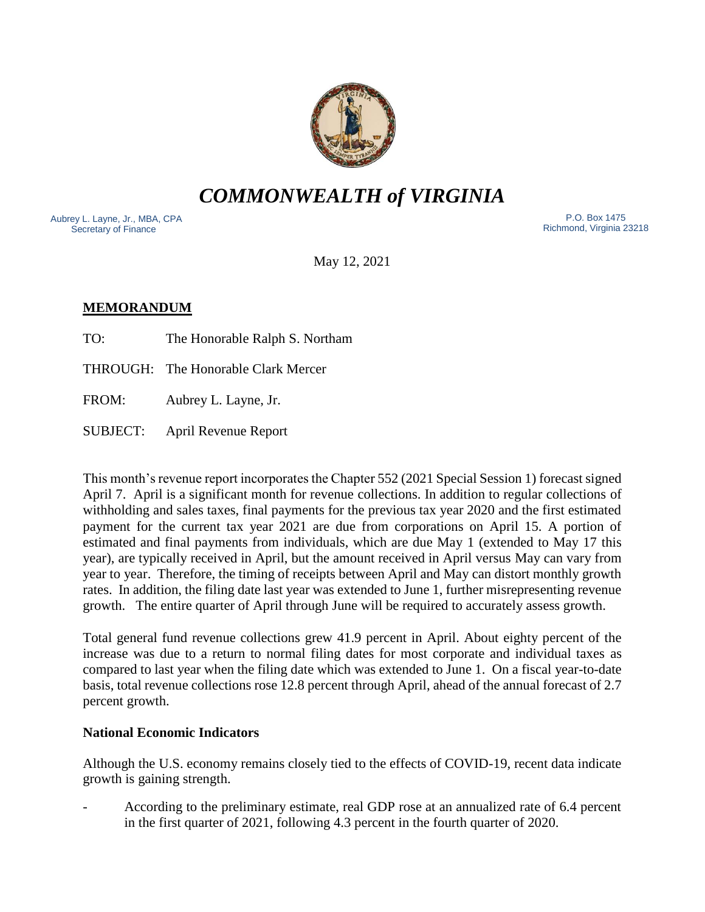# *COMMONWEALTH of VIRGINIA*

Aubrey L. Layne, Jr., MBA, CPA
Secretary of Finance

P.O. Box 1475
Richmond, Virginia 23218

May 12, 2021

**MEMORANDUM**

TO: The Honorable Ralph S. Northam

THROUGH: The Honorable Clark Mercer

FROM: Aubrey L. Layne, Jr.

SUBJECT: April Revenue Report

This month's revenue report incorporates the Chapter 552 (2021 Special Session 1) forecast signed April 7. April is a significant month for revenue collections. In addition to regular collections of withholding and sales taxes, final payments for the previous tax year 2020 and the first estimated payment for the current tax year 2021 are due from corporations on April 15. A portion of estimated and final payments from individuals, which are due May 1 (extended to May 17 this year), are typically received in April, but the amount received in April versus May can vary from year to year. Therefore, the timing of receipts between April and May can distort monthly growth rates. In addition, the filing date last year was extended to June 1, further misrepresenting revenue growth. The entire quarter of April through June will be required to accurately assess growth.

Total general fund revenue collections grew 41.9 percent in April. About eighty percent of the increase was due to a return to normal filing dates for most corporate and individual taxes as compared to last year when the filing date which was extended to June 1. On a fiscal year-to-date basis, total revenue collections rose 12.8 percent through April, ahead of the annual forecast of 2.7 percent growth.

**National Economic Indicators**

Although the U.S. economy remains closely tied to the effects of COVID-19, recent data indicate growth is gaining strength.

- According to the preliminary estimate, real GDP rose at an annualized rate of 6.4 percent in the first quarter of 2021, following 4.3 percent in the fourth quarter of 2020.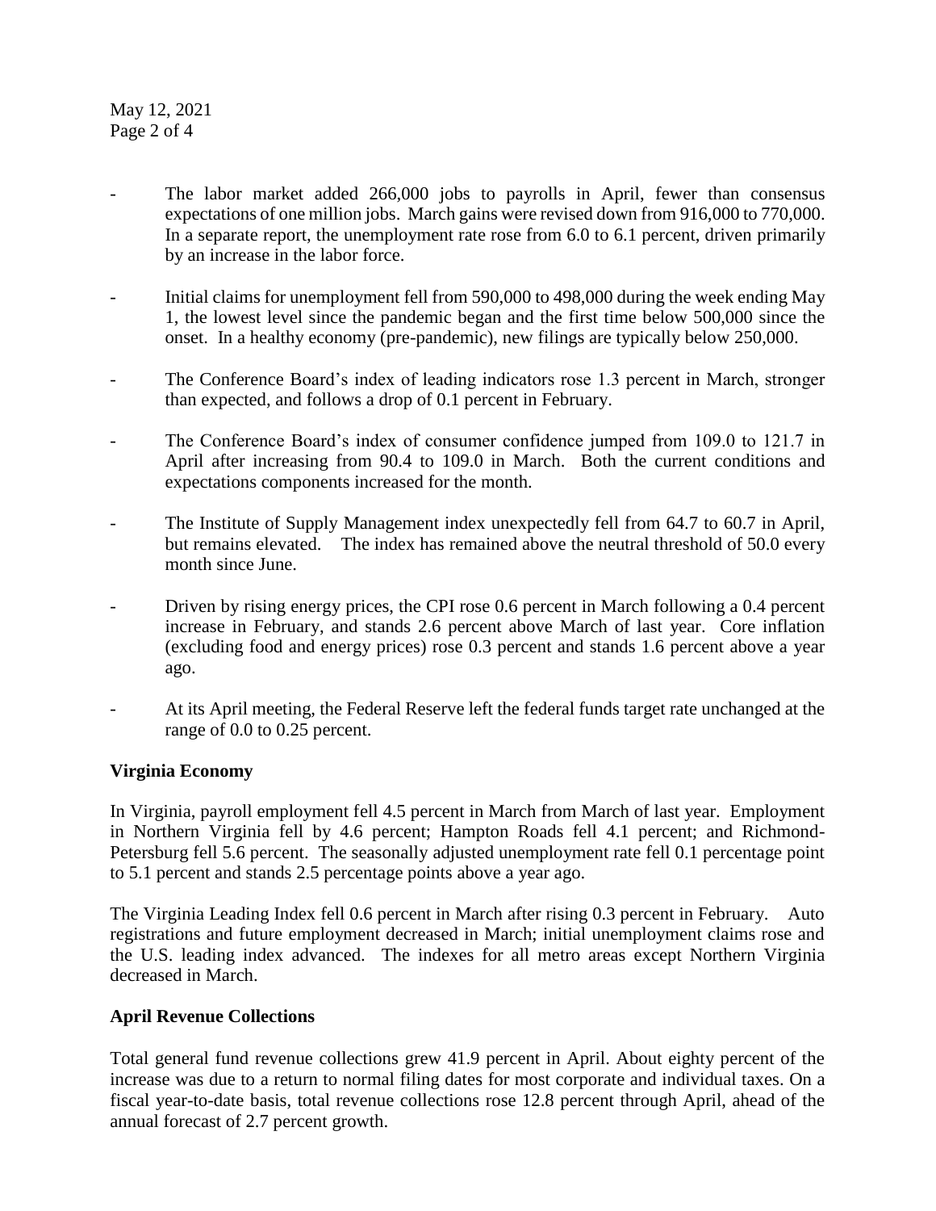- The labor market added 266,000 jobs to payrolls in April, fewer than consensus expectations of one million jobs. March gains were revised down from 916,000 to 770,000. In a separate report, the unemployment rate rose from 6.0 to 6.1 percent, driven primarily by an increase in the labor force.

- Initial claims for unemployment fell from 590,000 to 498,000 during the week ending May 1, the lowest level since the pandemic began and the first time below 500,000 since the onset. In a healthy economy (pre-pandemic), new filings are typically below 250,000.

- The Conference Board's index of leading indicators rose 1.3 percent in March, stronger than expected, and follows a drop of 0.1 percent in February.

- The Conference Board's index of consumer confidence jumped from 109.0 to 121.7 in April after increasing from 90.4 to 109.0 in March. Both the current conditions and expectations components increased for the month.

- The Institute of Supply Management index unexpectedly fell from 64.7 to 60.7 in April, but remains elevated. The index has remained above the neutral threshold of 50.0 every month since June.

- Driven by rising energy prices, the CPI rose 0.6 percent in March following a 0.4 percent increase in February, and stands 2.6 percent above March of last year. Core inflation (excluding food and energy prices) rose 0.3 percent and stands 1.6 percent above a year ago.

- At its April meeting, the Federal Reserve left the federal funds target rate unchanged at the range of 0.0 to 0.25 percent.

**Virginia Economy**

In Virginia, payroll employment fell 4.5 percent in March from March of last year. Employment in Northern Virginia fell by 4.6 percent; Hampton Roads fell 4.1 percent; and Richmond-Petersburg fell 5.6 percent. The seasonally adjusted unemployment rate fell 0.1 percentage point to 5.1 percent and stands 2.5 percentage points above a year ago.

The Virginia Leading Index fell 0.6 percent in March after rising 0.3 percent in February. Auto registrations and future employment decreased in March; initial unemployment claims rose and the U.S. leading index advanced. The indexes for all metro areas except Northern Virginia decreased in March.

**April Revenue Collections**

Total general fund revenue collections grew 41.9 percent in April. About eighty percent of the increase was due to a return to normal filing dates for most corporate and individual taxes. On a fiscal year-to-date basis, total revenue collections rose 12.8 percent through April, ahead of the annual forecast of 2.7 percent growth.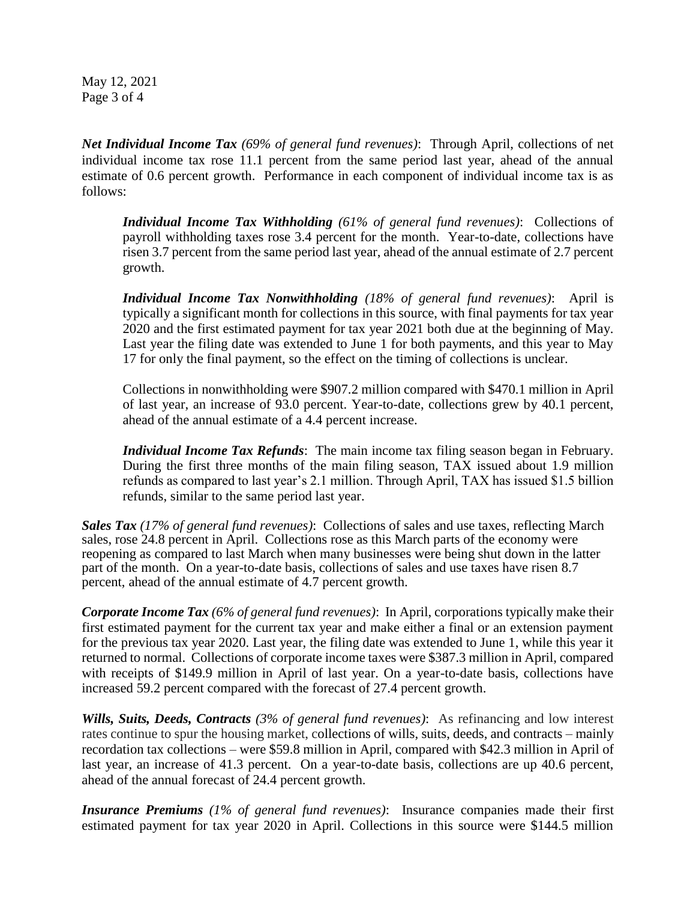***Net Individual Income Tax** (69% of general fund revenues)*: Through April, collections of net individual income tax rose 11.1 percent from the same period last year, ahead of the annual estimate of 0.6 percent growth. Performance in each component of individual income tax is as follows:

> ***Individual Income Tax Withholding** (61% of general fund revenues)*: Collections of payroll withholding taxes rose 3.4 percent for the month. Year-to-date, collections have risen 3.7 percent from the same period last year, ahead of the annual estimate of 2.7 percent growth.
>
> ***Individual Income Tax Nonwithholding** (18% of general fund revenues)*: April is typically a significant month for collections in this source, with final payments for tax year 2020 and the first estimated payment for tax year 2021 both due at the beginning of May. Last year the filing date was extended to June 1 for both payments, and this year to May 17 for only the final payment, so the effect on the timing of collections is unclear.
>
> Collections in nonwithholding were $907.2 million compared with $470.1 million in April of last year, an increase of 93.0 percent. Year-to-date, collections grew by 40.1 percent, ahead of the annual estimate of a 4.4 percent increase.
>
> ***Individual Income Tax Refunds***: The main income tax filing season began in February. During the first three months of the main filing season, TAX issued about 1.9 million refunds as compared to last year's 2.1 million. Through April, TAX has issued $1.5 billion refunds, similar to the same period last year.

***Sales Tax** (17% of general fund revenues)*: Collections of sales and use taxes, reflecting March sales, rose 24.8 percent in April. Collections rose as this March parts of the economy were reopening as compared to last March when many businesses were being shut down in the latter part of the month. On a year-to-date basis, collections of sales and use taxes have risen 8.7 percent, ahead of the annual estimate of 4.7 percent growth.

***Corporate Income Tax** (6% of general fund revenues)*: In April, corporations typically make their first estimated payment for the current tax year and make either a final or an extension payment for the previous tax year 2020. Last year, the filing date was extended to June 1, while this year it returned to normal. Collections of corporate income taxes were $387.3 million in April, compared with receipts of $149.9 million in April of last year. On a year-to-date basis, collections have increased 59.2 percent compared with the forecast of 27.4 percent growth.

***Wills, Suits, Deeds, Contracts** (3% of general fund revenues)*: As refinancing and low interest rates continue to spur the housing market, collections of wills, suits, deeds, and contracts – mainly recordation tax collections – were $59.8 million in April, compared with $42.3 million in April of last year, an increase of 41.3 percent. On a year-to-date basis, collections are up 40.6 percent, ahead of the annual forecast of 24.4 percent growth.

***Insurance Premiums** (1% of general fund revenues)*: Insurance companies made their first estimated payment for tax year 2020 in April. Collections in this source were $144.5 million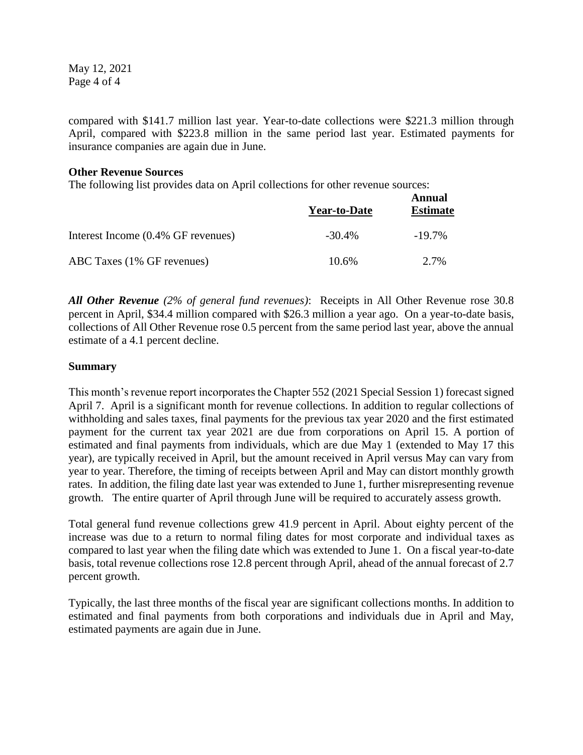compared with $141.7 million last year. Year-to-date collections were $221.3 million through April, compared with $223.8 million in the same period last year. Estimated payments for insurance companies are again due in June.

**Other Revenue Sources**

The following list provides data on April collections for other revenue sources:

| | Year-to-Date | Annual Estimate |
|---|---|---|
| Interest Income (0.4% GF revenues) | -30.4% | -19.7% |
| ABC Taxes (1% GF revenues) | 10.6% | 2.7% |

***All Other Revenue*** *(2% of general fund revenues)*: Receipts in All Other Revenue rose 30.8 percent in April, $34.4 million compared with $26.3 million a year ago. On a year-to-date basis, collections of All Other Revenue rose 0.5 percent from the same period last year, above the annual estimate of a 4.1 percent decline.

**Summary**

This month's revenue report incorporates the Chapter 552 (2021 Special Session 1) forecast signed April 7. April is a significant month for revenue collections. In addition to regular collections of withholding and sales taxes, final payments for the previous tax year 2020 and the first estimated payment for the current tax year 2021 are due from corporations on April 15. A portion of estimated and final payments from individuals, which are due May 1 (extended to May 17 this year), are typically received in April, but the amount received in April versus May can vary from year to year. Therefore, the timing of receipts between April and May can distort monthly growth rates. In addition, the filing date last year was extended to June 1, further misrepresenting revenue growth. The entire quarter of April through June will be required to accurately assess growth.

Total general fund revenue collections grew 41.9 percent in April. About eighty percent of the increase was due to a return to normal filing dates for most corporate and individual taxes as compared to last year when the filing date which was extended to June 1. On a fiscal year-to-date basis, total revenue collections rose 12.8 percent through April, ahead of the annual forecast of 2.7 percent growth.

Typically, the last three months of the fiscal year are significant collections months. In addition to estimated and final payments from both corporations and individuals due in April and May, estimated payments are again due in June.